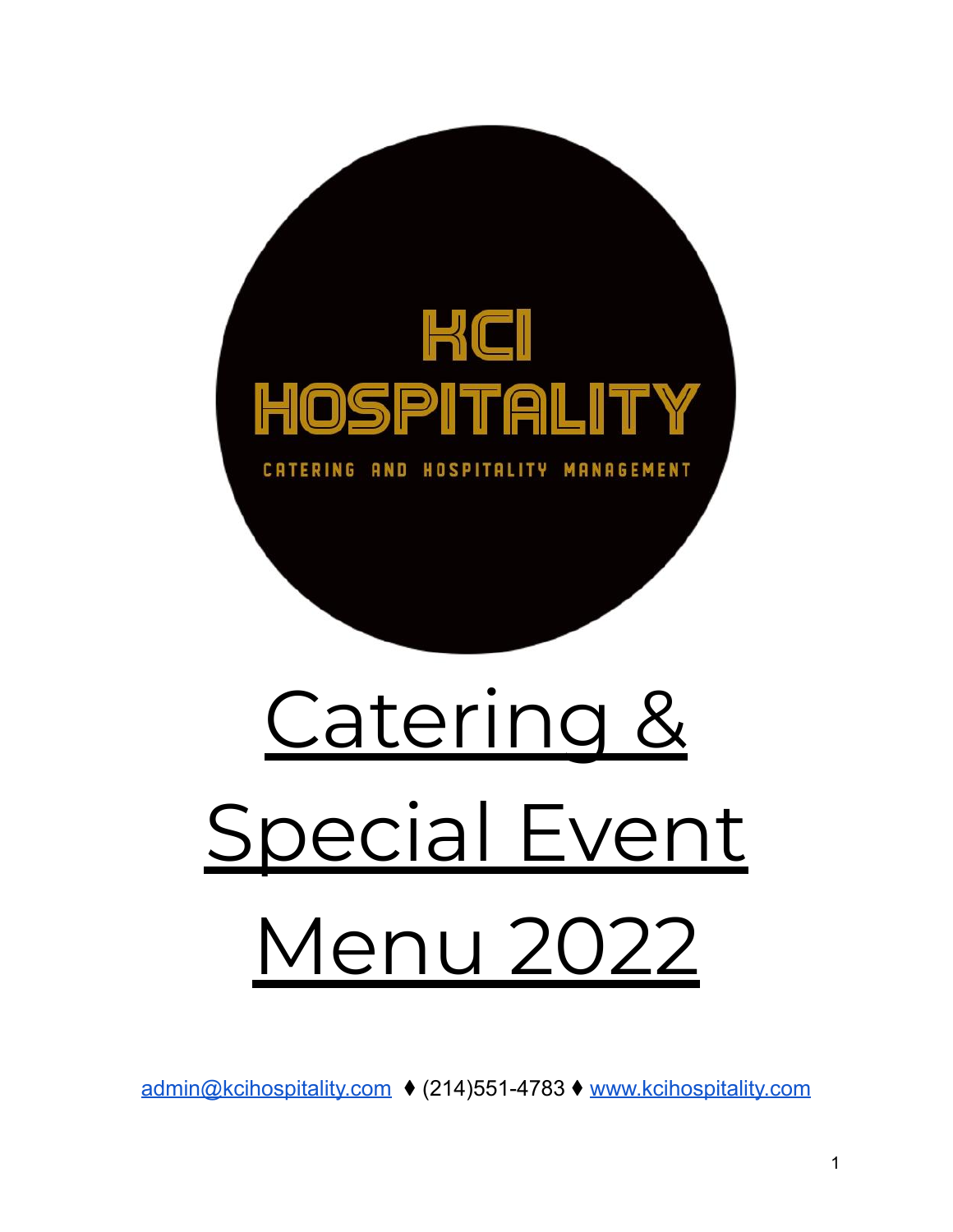KCI HOSPITALITY

CATERING AND HOSPITALITY MANAGEMENT

# Catering & Special Event Menu 2022

admin@kcihospitality.com ♦ (214)551-4783 ♦ www.kcihospitality.com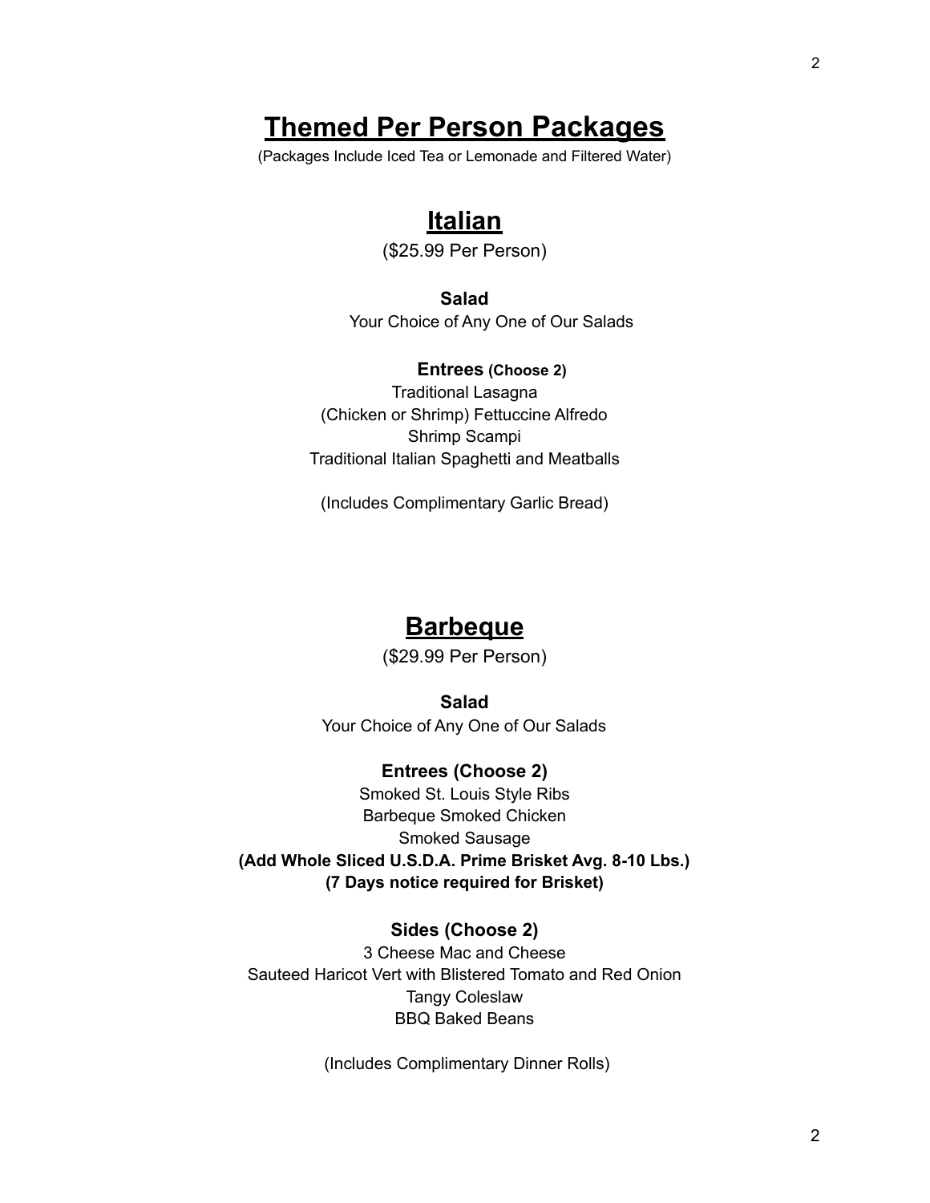# Themed Per Person Packages

(Packages Include Iced Tea or Lemonade and Filtered Water)

## Italian

($25.99 Per Person)

**Salad**

Your Choice of Any One of Our Salads

**Entrees (Choose 2)**

Traditional Lasagna

(Chicken or Shrimp) Fettuccine Alfredo

Shrimp Scampi

Traditional Italian Spaghetti and Meatballs

(Includes Complimentary Garlic Bread)

## Barbeque

($29.99 Per Person)

**Salad**

Your Choice of Any One of Our Salads

**Entrees (Choose 2)**

Smoked St. Louis Style Ribs

Barbeque Smoked Chicken

Smoked Sausage

**(Add Whole Sliced U.S.D.A. Prime Brisket Avg. 8-10 Lbs.)**

**(7 Days notice required for Brisket)**

**Sides (Choose 2)**

3 Cheese Mac and Cheese

Sauteed Haricot Vert with Blistered Tomato and Red Onion

Tangy Coleslaw

BBQ Baked Beans

(Includes Complimentary Dinner Rolls)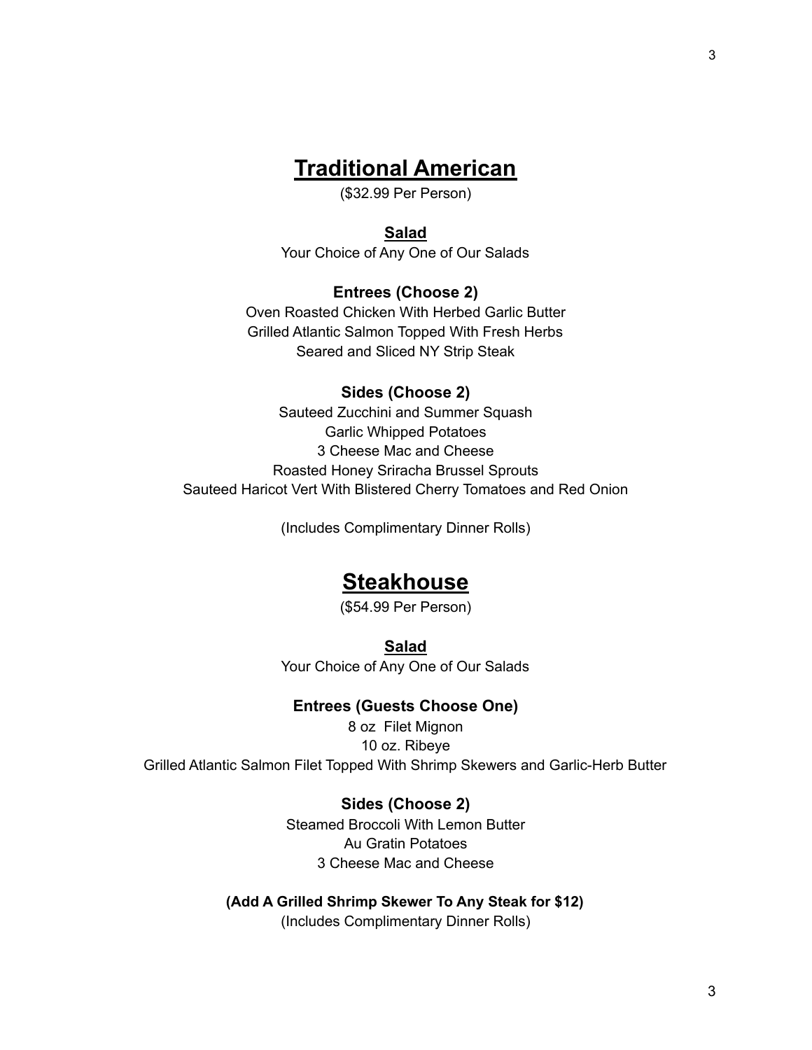# Traditional American

($32.99 Per Person)

## Salad

Your Choice of Any One of Our Salads

### Entrees (Choose 2)

Oven Roasted Chicken With Herbed Garlic Butter
Grilled Atlantic Salmon Topped With Fresh Herbs
Seared and Sliced NY Strip Steak

### Sides (Choose 2)

Sauteed Zucchini and Summer Squash
Garlic Whipped Potatoes
3 Cheese Mac and Cheese
Roasted Honey Sriracha Brussel Sprouts
Sauteed Haricot Vert With Blistered Cherry Tomatoes and Red Onion

(Includes Complimentary Dinner Rolls)

# Steakhouse

($54.99 Per Person)

## Salad

Your Choice of Any One of Our Salads

### Entrees (Guests Choose One)

8 oz Filet Mignon
10 oz. Ribeye
Grilled Atlantic Salmon Filet Topped With Shrimp Skewers and Garlic-Herb Butter

### Sides (Choose 2)

Steamed Broccoli With Lemon Butter
Au Gratin Potatoes
3 Cheese Mac and Cheese

**(Add A Grilled Shrimp Skewer To Any Steak for $12)**

(Includes Complimentary Dinner Rolls)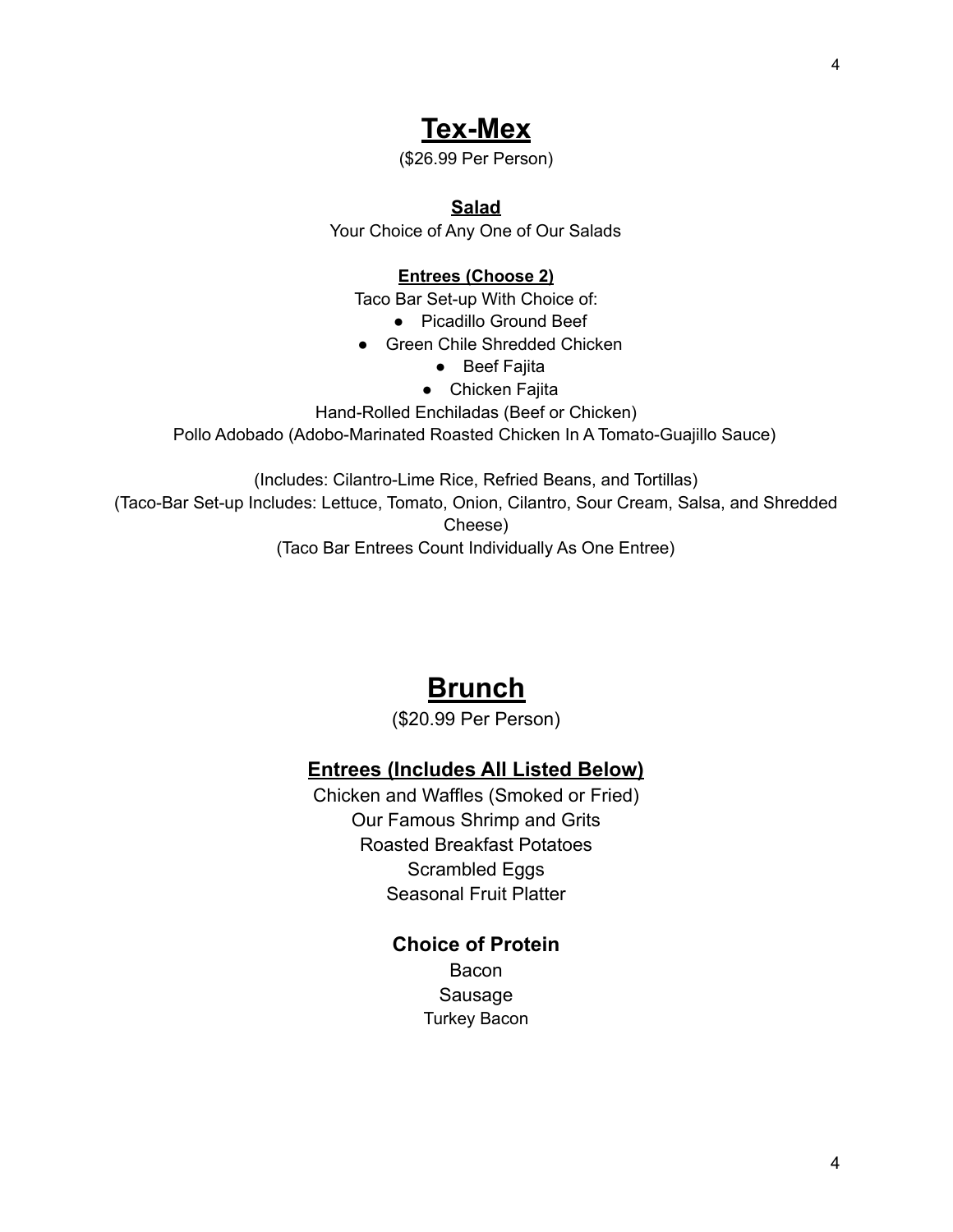# Tex-Mex

($26.99 Per Person)

### Salad

Your Choice of Any One of Our Salads

### Entrees (Choose 2)

Taco Bar Set-up With Choice of:

- Picadillo Ground Beef
- Green Chile Shredded Chicken
- Beef Fajita
- Chicken Fajita

Hand-Rolled Enchiladas (Beef or Chicken)

Pollo Adobado (Adobo-Marinated Roasted Chicken In A Tomato-Guajillo Sauce)

(Includes: Cilantro-Lime Rice, Refried Beans, and Tortillas)

(Taco-Bar Set-up Includes: Lettuce, Tomato, Onion, Cilantro, Sour Cream, Salsa, and Shredded Cheese)

(Taco Bar Entrees Count Individually As One Entree)

# Brunch

($20.99 Per Person)

## Entrees (Includes All Listed Below)

Chicken and Waffles (Smoked or Fried)

Our Famous Shrimp and Grits

Roasted Breakfast Potatoes

Scrambled Eggs

Seasonal Fruit Platter

## Choice of Protein

Bacon

Sausage

Turkey Bacon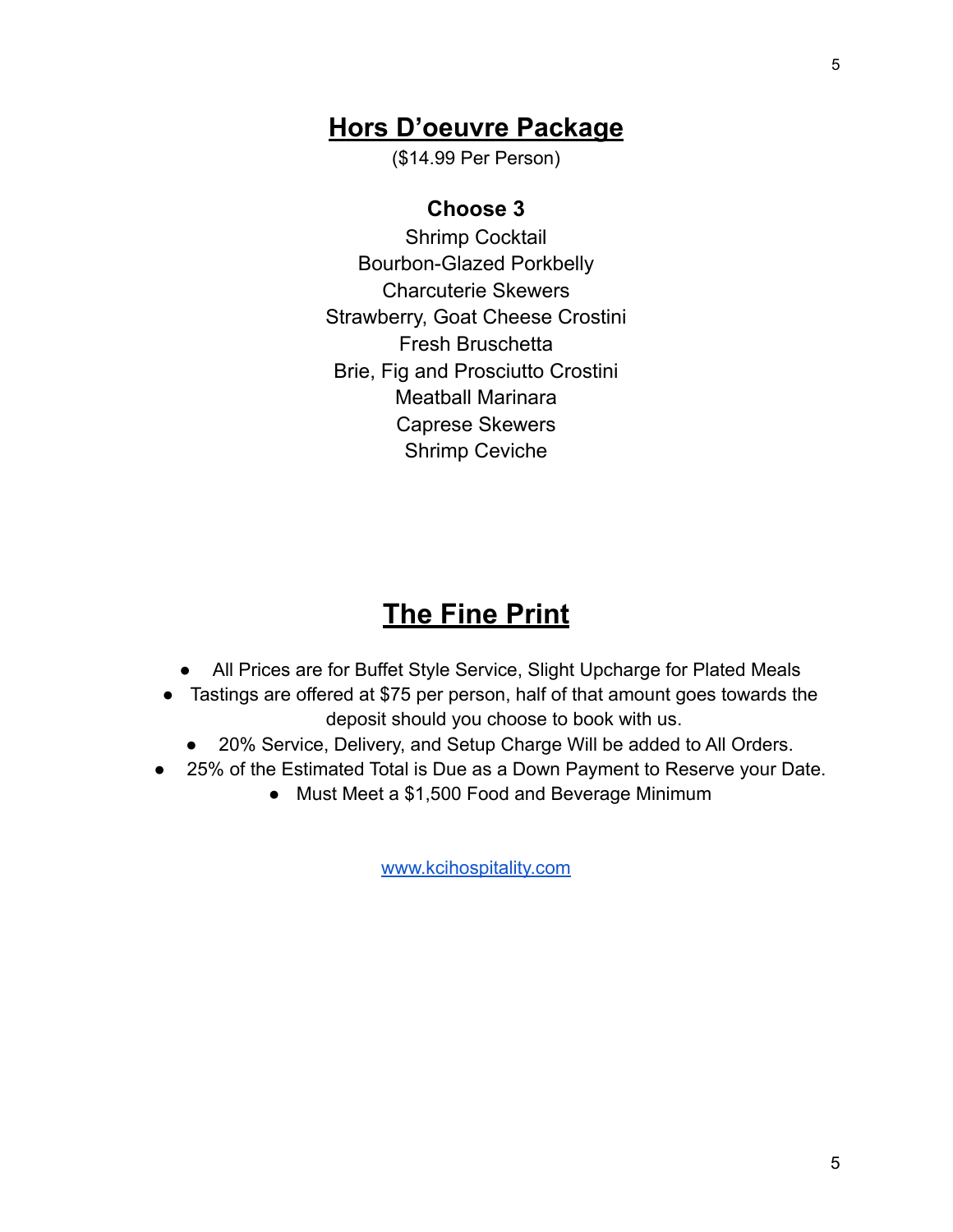## Hors D'oeuvre Package

($14.99 Per Person)

**Choose 3**

Shrimp Cocktail
Bourbon-Glazed Porkbelly
Charcuterie Skewers
Strawberry, Goat Cheese Crostini
Fresh Bruschetta
Brie, Fig and Prosciutto Crostini
Meatball Marinara
Caprese Skewers
Shrimp Ceviche

## The Fine Print

- All Prices are for Buffet Style Service, Slight Upcharge for Plated Meals
- Tastings are offered at $75 per person, half of that amount goes towards the deposit should you choose to book with us.
- 20% Service, Delivery, and Setup Charge Will be added to All Orders.
- 25% of the Estimated Total is Due as a Down Payment to Reserve your Date.
- Must Meet a $1,500 Food and Beverage Minimum

[www.kcihospitality.com](http://www.kcihospitality.com)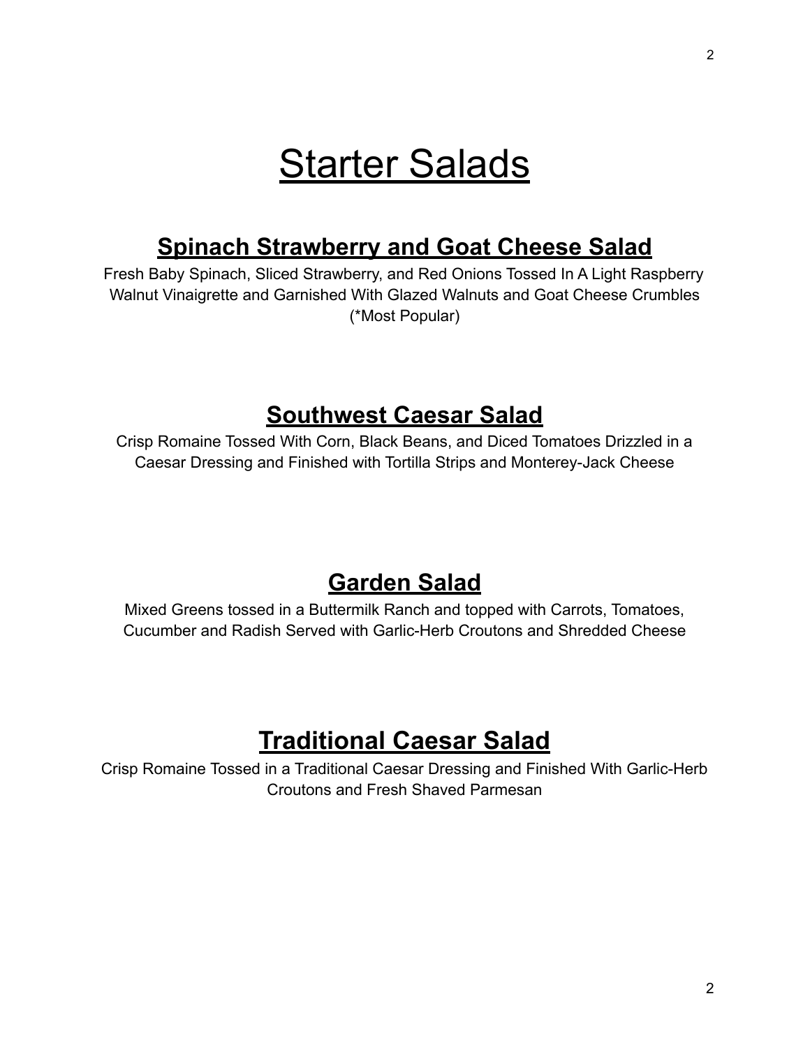# Starter Salads

## Spinach Strawberry and Goat Cheese Salad

Fresh Baby Spinach, Sliced Strawberry, and Red Onions Tossed In A Light Raspberry Walnut Vinaigrette and Garnished With Glazed Walnuts and Goat Cheese Crumbles (*Most Popular)

## Southwest Caesar Salad

Crisp Romaine Tossed With Corn, Black Beans, and Diced Tomatoes Drizzled in a Caesar Dressing and Finished with Tortilla Strips and Monterey-Jack Cheese

## Garden Salad

Mixed Greens tossed in a Buttermilk Ranch and topped with Carrots, Tomatoes, Cucumber and Radish Served with Garlic-Herb Croutons and Shredded Cheese

## Traditional Caesar Salad

Crisp Romaine Tossed in a Traditional Caesar Dressing and Finished With Garlic-Herb Croutons and Fresh Shaved Parmesan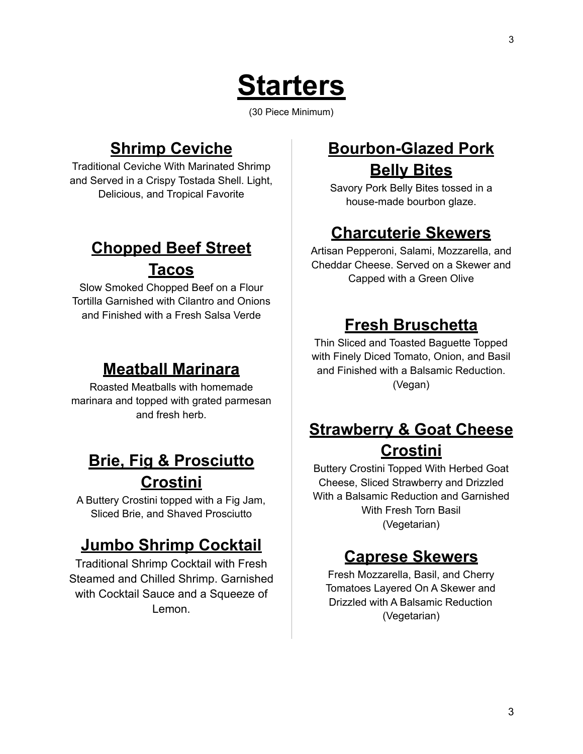# Starters

(30 Piece Minimum)

## Shrimp Ceviche

Traditional Ceviche With Marinated Shrimp and Served in a Crispy Tostada Shell. Light, Delicious, and Tropical Favorite

## Chopped Beef Street Tacos

Slow Smoked Chopped Beef on a Flour Tortilla Garnished with Cilantro and Onions and Finished with a Fresh Salsa Verde

## Meatball Marinara

Roasted Meatballs with homemade marinara and topped with grated parmesan and fresh herb.

## Brie, Fig & Prosciutto Crostini

A Buttery Crostini topped with a Fig Jam, Sliced Brie, and Shaved Prosciutto

## Jumbo Shrimp Cocktail

Traditional Shrimp Cocktail with Fresh Steamed and Chilled Shrimp. Garnished with Cocktail Sauce and a Squeeze of Lemon.

## Bourbon-Glazed Pork Belly Bites

Savory Pork Belly Bites tossed in a house-made bourbon glaze.

## Charcuterie Skewers

Artisan Pepperoni, Salami, Mozzarella, and Cheddar Cheese. Served on a Skewer and Capped with a Green Olive

## Fresh Bruschetta

Thin Sliced and Toasted Baguette Topped with Finely Diced Tomato, Onion, and Basil and Finished with a Balsamic Reduction. (Vegan)

## Strawberry & Goat Cheese Crostini

Buttery Crostini Topped With Herbed Goat Cheese, Sliced Strawberry and Drizzled With a Balsamic Reduction and Garnished With Fresh Torn Basil
(Vegetarian)

## Caprese Skewers

Fresh Mozzarella, Basil, and Cherry Tomatoes Layered On A Skewer and Drizzled with A Balsamic Reduction
(Vegetarian)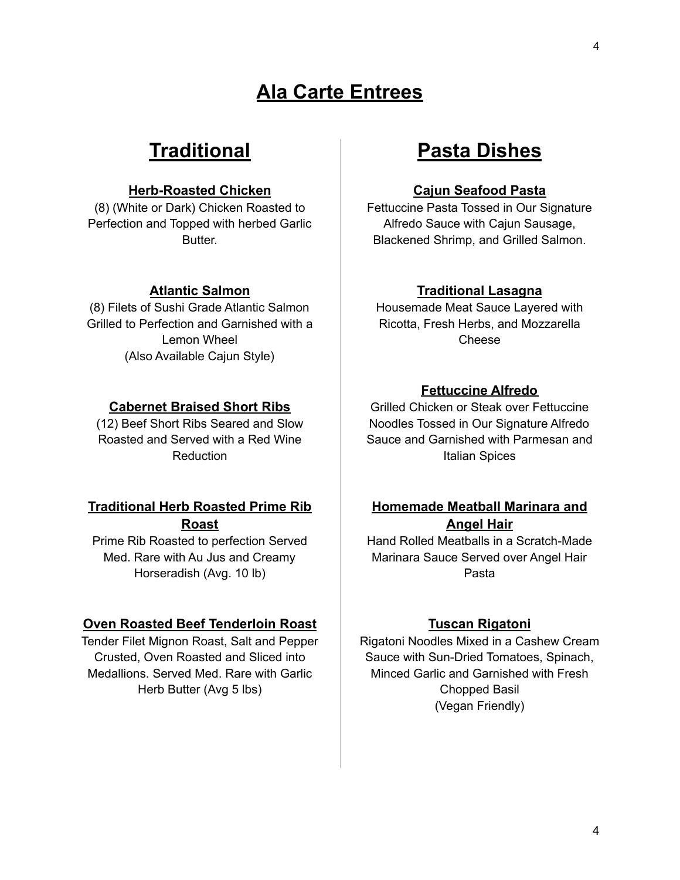# Ala Carte Entrees

## Traditional

### Herb-Roasted Chicken

(8) (White or Dark) Chicken Roasted to Perfection and Topped with herbed Garlic Butter.

### Atlantic Salmon

(8) Filets of Sushi Grade Atlantic Salmon Grilled to Perfection and Garnished with a Lemon Wheel
(Also Available Cajun Style)

### Cabernet Braised Short Ribs

(12) Beef Short Ribs Seared and Slow Roasted and Served with a Red Wine Reduction

### Traditional Herb Roasted Prime Rib Roast

Prime Rib Roasted to perfection Served Med. Rare with Au Jus and Creamy Horseradish (Avg. 10 lb)

### Oven Roasted Beef Tenderloin Roast

Tender Filet Mignon Roast, Salt and Pepper Crusted, Oven Roasted and Sliced into Medallions. Served Med. Rare with Garlic Herb Butter (Avg 5 lbs)

## Pasta Dishes

### Cajun Seafood Pasta

Fettuccine Pasta Tossed in Our Signature Alfredo Sauce with Cajun Sausage, Blackened Shrimp, and Grilled Salmon.

### Traditional Lasagna

Housemade Meat Sauce Layered with Ricotta, Fresh Herbs, and Mozzarella Cheese

### Fettuccine Alfredo

Grilled Chicken or Steak over Fettuccine Noodles Tossed in Our Signature Alfredo Sauce and Garnished with Parmesan and Italian Spices

### Homemade Meatball Marinara and Angel Hair

Hand Rolled Meatballs in a Scratch-Made Marinara Sauce Served over Angel Hair Pasta

### Tuscan Rigatoni

Rigatoni Noodles Mixed in a Cashew Cream Sauce with Sun-Dried Tomatoes, Spinach, Minced Garlic and Garnished with Fresh Chopped Basil
(Vegan Friendly)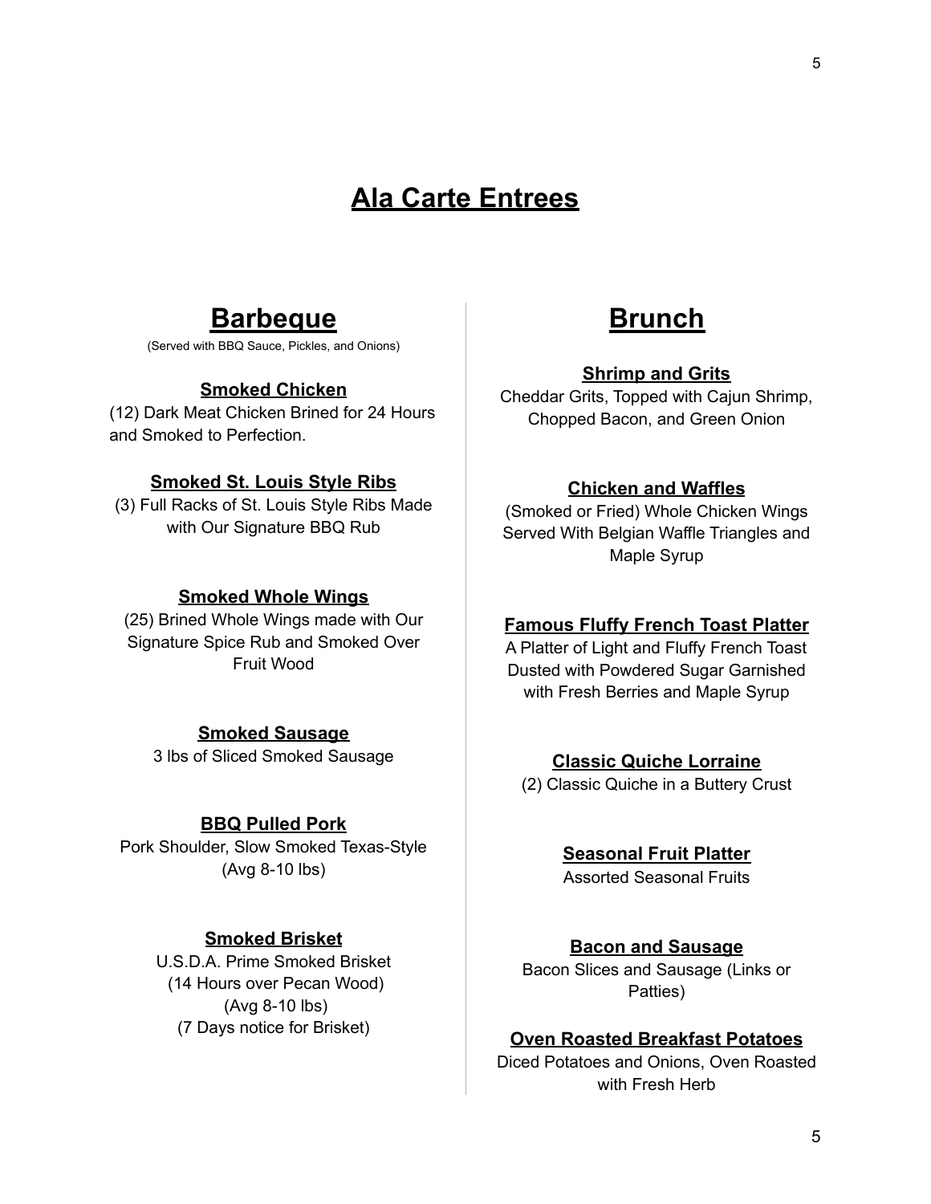# Ala Carte Entrees

## Barbeque

(Served with BBQ Sauce, Pickles, and Onions)

### Smoked Chicken

(12) Dark Meat Chicken Brined for 24 Hours and Smoked to Perfection.

### Smoked St. Louis Style Ribs

(3) Full Racks of St. Louis Style Ribs Made with Our Signature BBQ Rub

### Smoked Whole Wings

(25) Brined Whole Wings made with Our Signature Spice Rub and Smoked Over Fruit Wood

### Smoked Sausage

3 lbs of Sliced Smoked Sausage

### BBQ Pulled Pork

Pork Shoulder, Slow Smoked Texas-Style
(Avg 8-10 lbs)

### Smoked Brisket

U.S.D.A. Prime Smoked Brisket
(14 Hours over Pecan Wood)
(Avg 8-10 lbs)
(7 Days notice for Brisket)

## Brunch

### Shrimp and Grits

Cheddar Grits, Topped with Cajun Shrimp, Chopped Bacon, and Green Onion

### Chicken and Waffles

(Smoked or Fried) Whole Chicken Wings Served With Belgian Waffle Triangles and Maple Syrup

### Famous Fluffy French Toast Platter

A Platter of Light and Fluffy French Toast Dusted with Powdered Sugar Garnished with Fresh Berries and Maple Syrup

### Classic Quiche Lorraine

(2) Classic Quiche in a Buttery Crust

### Seasonal Fruit Platter

Assorted Seasonal Fruits

### Bacon and Sausage

Bacon Slices and Sausage (Links or Patties)

### Oven Roasted Breakfast Potatoes

Diced Potatoes and Onions, Oven Roasted with Fresh Herb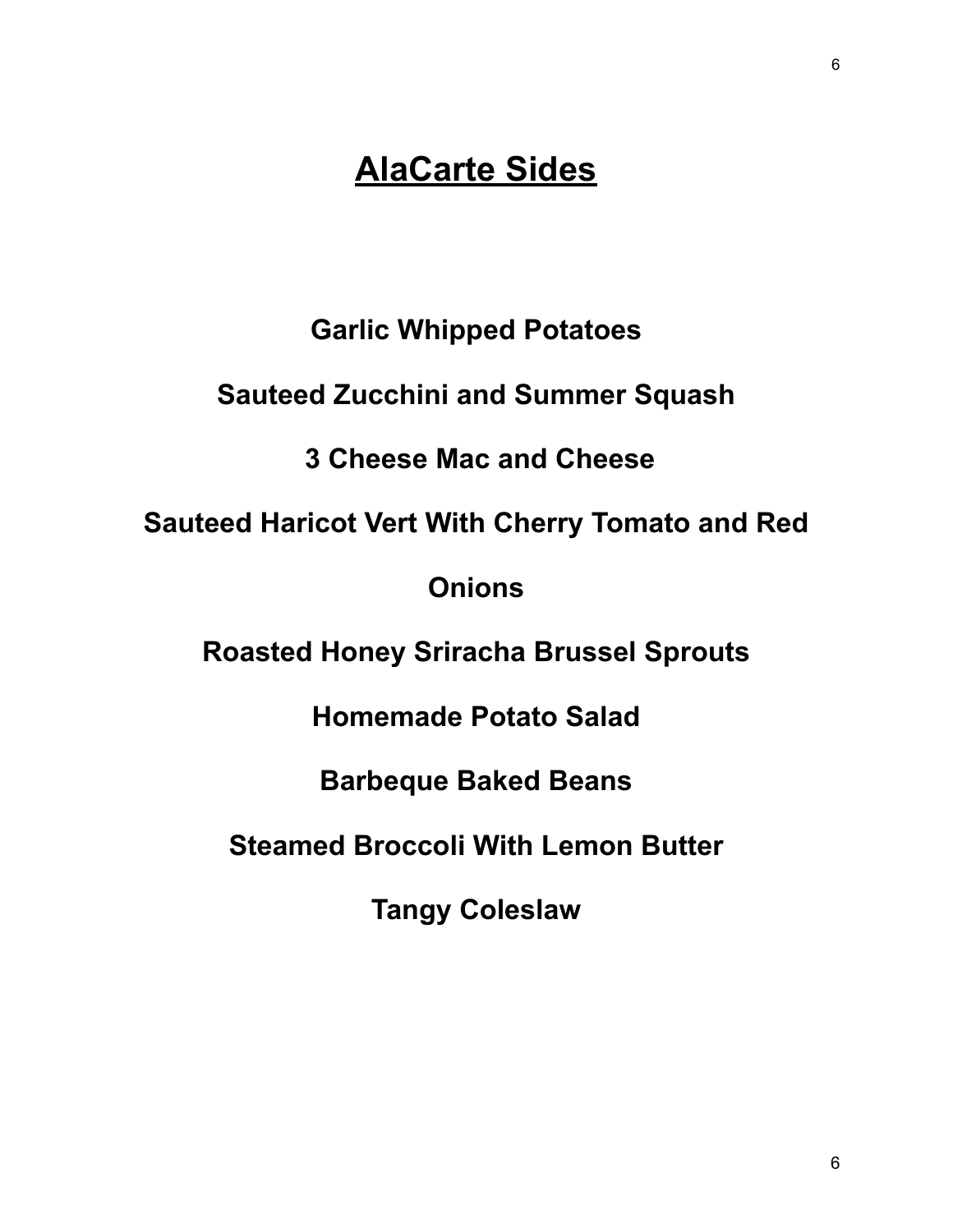# AlaCarte Sides

**Garlic Whipped Potatoes**

**Sauteed Zucchini and Summer Squash**

**3 Cheese Mac and Cheese**

**Sauteed Haricot Vert With Cherry Tomato and Red Onions**

**Roasted Honey Sriracha Brussel Sprouts**

**Homemade Potato Salad**

**Barbeque Baked Beans**

**Steamed Broccoli With Lemon Butter**

**Tangy Coleslaw**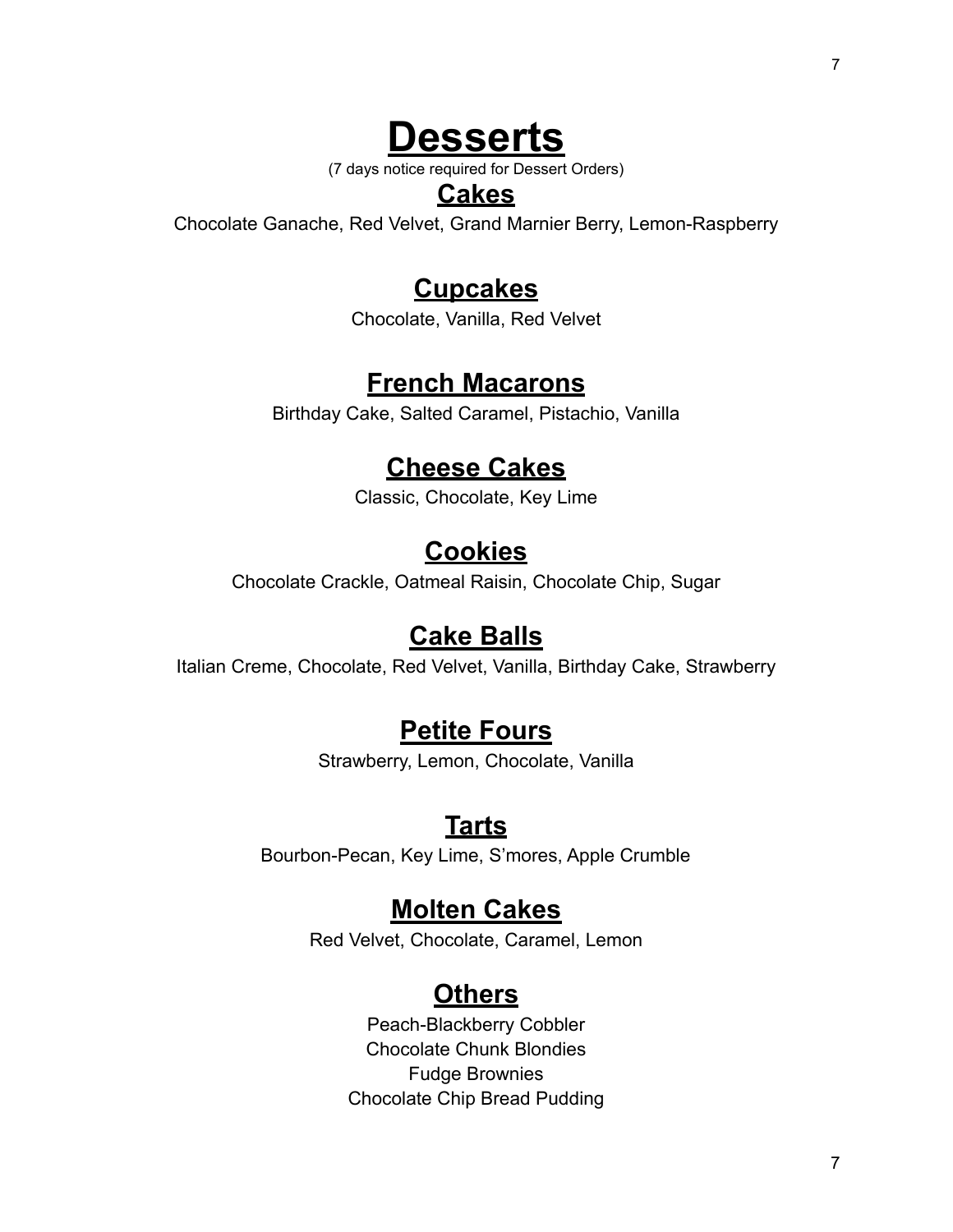# Desserts

(7 days notice required for Dessert Orders)

## Cakes

Chocolate Ganache, Red Velvet, Grand Marnier Berry, Lemon-Raspberry

## Cupcakes

Chocolate, Vanilla, Red Velvet

## French Macarons

Birthday Cake, Salted Caramel, Pistachio, Vanilla

## Cheese Cakes

Classic, Chocolate, Key Lime

## Cookies

Chocolate Crackle, Oatmeal Raisin, Chocolate Chip, Sugar

## Cake Balls

Italian Creme, Chocolate, Red Velvet, Vanilla, Birthday Cake, Strawberry

## Petite Fours

Strawberry, Lemon, Chocolate, Vanilla

## Tarts

Bourbon-Pecan, Key Lime, S'mores, Apple Crumble

## Molten Cakes

Red Velvet, Chocolate, Caramel, Lemon

## Others

Peach-Blackberry Cobbler
Chocolate Chunk Blondies
Fudge Brownies
Chocolate Chip Bread Pudding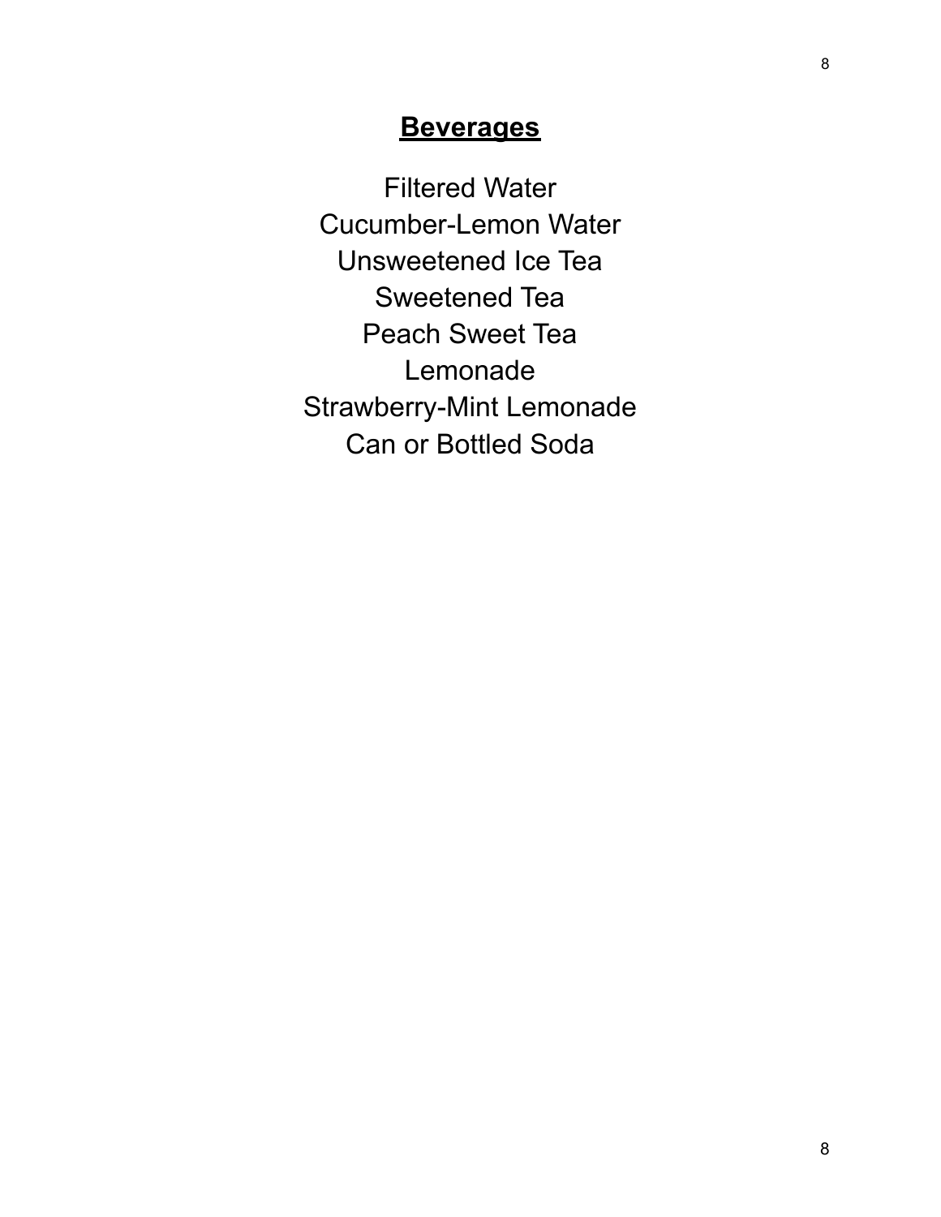## Beverages

Filtered Water
Cucumber-Lemon Water
Unsweetened Ice Tea
Sweetened Tea
Peach Sweet Tea
Lemonade
Strawberry-Mint Lemonade
Can or Bottled Soda